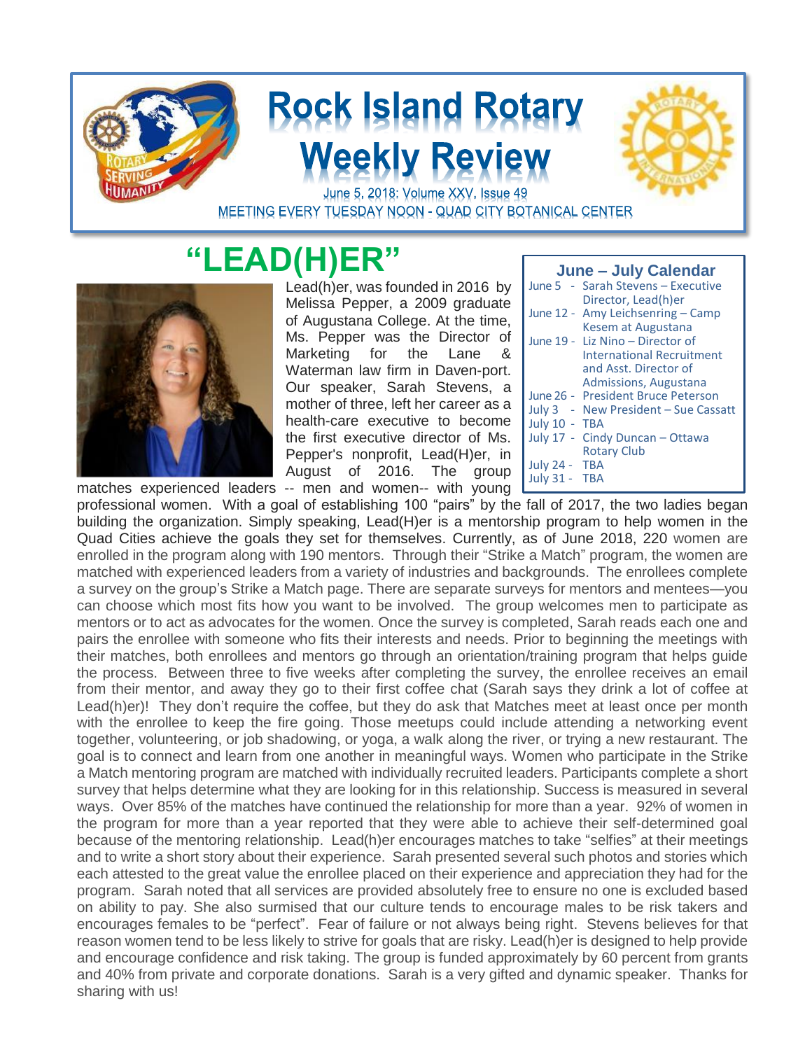# Rock Island Rotary Weekly Review

June 5, 2018: Volume XXV, Issue 49

MEETING EVERY TUESDAY NOON - QUAD CITY BOTANICAL CENTER

## "LEAD(H)ER"

Lead(h)er, was founded in 2016 by Melissa Pepper, a 2009 graduate of Augustana College. At the time, Ms. Pepper was the Director of Marketing for the Lane & Waterman law firm in Daven-port. Our speaker, Sarah Stevens, a mother of three, left her career as a health-care executive to become the first executive director of Ms. Pepper's nonprofit, Lead(H)er, in August of 2016. The group matches experienced leaders -- men and women-- with young professional women. With a goal of establishing 100 "pairs" by the fall of 2017, the two ladies began building the organization. Simply speaking, Lead(H)er is a mentorship program to help women in the Quad Cities achieve the goals they set for themselves. Currently, as of June 2018, 220 women are enrolled in the program along with 190 mentors. Through their "Strike a Match" program, the women are matched with experienced leaders from a variety of industries and backgrounds. The enrollees complete a survey on the group's Strike a Match page. There are separate surveys for mentors and mentees—you can choose which most fits how you want to be involved. The group welcomes men to participate as mentors or to act as advocates for the women. Once the survey is completed, Sarah reads each one and pairs the enrollee with someone who fits their interests and needs. Prior to beginning the meetings with their matches, both enrollees and mentors go through an orientation/training program that helps guide the process. Between three to five weeks after completing the survey, the enrollee receives an email from their mentor, and away they go to their first coffee chat (Sarah says they drink a lot of coffee at Lead(h)er)! They don't require the coffee, but they do ask that Matches meet at least once per month with the enrollee to keep the fire going. Those meetups could include attending a networking event together, volunteering, or job shadowing, or yoga, a walk along the river, or trying a new restaurant. The goal is to connect and learn from one another in meaningful ways. Women who participate in the Strike a Match mentoring program are matched with individually recruited leaders. Participants complete a short survey that helps determine what they are looking for in this relationship. Success is measured in several ways. Over 85% of the matches have continued the relationship for more than a year. 92% of women in the program for more than a year reported that they were able to achieve their self-determined goal because of the mentoring relationship. Lead(h)er encourages matches to take "selfies" at their meetings and to write a short story about their experience. Sarah presented several such photos and stories which each attested to the great value the enrollee placed on their experience and appreciation they had for the program. Sarah noted that all services are provided absolutely free to ensure no one is excluded based on ability to pay. She also surmised that our culture tends to encourage males to be risk takers and encourages females to be "perfect". Fear of failure or not always being right. Stevens believes for that reason women tend to be less likely to strive for goals that are risky. Lead(h)er is designed to help provide and encourage confidence and risk taking. The group is funded approximately by 60 percent from grants and 40% from private and corporate donations. Sarah is a very gifted and dynamic speaker. Thanks for sharing with us!

### June – July Calendar

| Date | Program |
|---|---|
| June 5 | Sarah Stevens – Executive Director, Lead(h)er |
| June 12 | Amy Leichsenring – Camp Kesem at Augustana |
| June 19 | Liz Nino – Director of International Recruitment and Asst. Director of Admissions, Augustana |
| June 26 | President Bruce Peterson |
| July 3 | New President – Sue Cassatt |
| July 10 | TBA |
| July 17 | Cindy Duncan – Ottawa Rotary Club |
| July 24 | TBA |
| July 31 | TBA |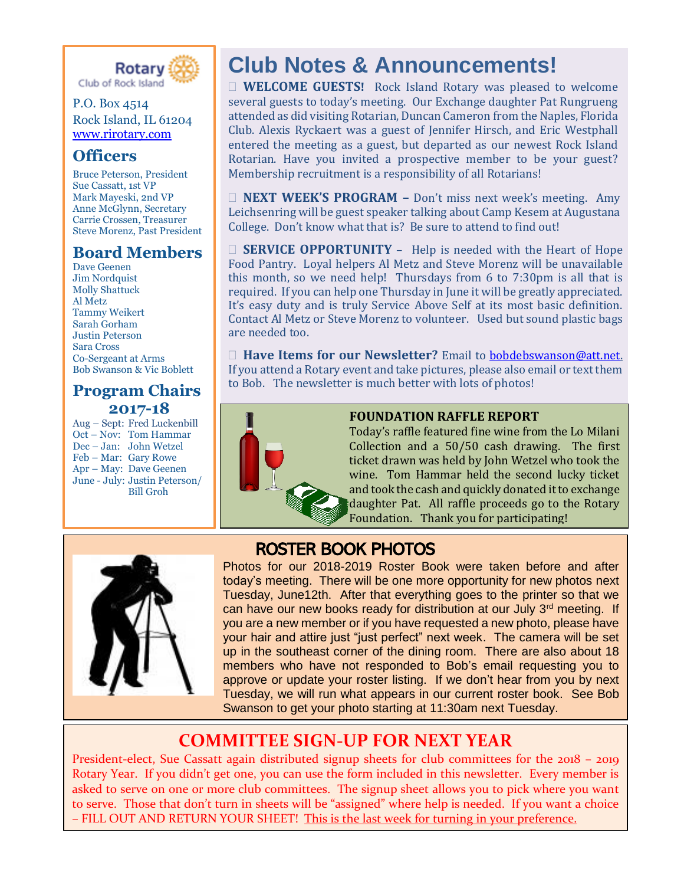Rotary Club of Rock Island

P.O. Box 4514
Rock Island, IL 61204
www.rirotary.com

## Officers

Bruce Peterson, President
Sue Cassatt, 1st VP
Mark Mayeski, 2nd VP
Anne McGlynn, Secretary
Carrie Crossen, Treasurer
Steve Morenz, Past President

## Board Members

Dave Geenen
Jim Nordquist
Molly Shattuck
Al Metz
Tammy Weikert
Sarah Gorham
Justin Peterson
Sara Cross
Co-Sergeant at Arms
Bob Swanson & Vic Boblett

## Program Chairs 2017-18

Aug – Sept: Fred Luckenbill
Oct – Nov: Tom Hammar
Dec – Jan: John Wetzel
Feb – Mar: Gary Rowe
Apr – May: Dave Geenen
June - July: Justin Peterson/ Bill Groh

# Club Notes & Announcements!

**WELCOME GUESTS!** Rock Island Rotary was pleased to welcome several guests to today's meeting. Our Exchange daughter Pat Rungrueng attended as did visiting Rotarian, Duncan Cameron from the Naples, Florida Club. Alexis Ryckaert was a guest of Jennifer Hirsch, and Eric Westphall entered the meeting as a guest, but departed as our newest Rock Island Rotarian. Have you invited a prospective member to be your guest? Membership recruitment is a responsibility of all Rotarians!

**NEXT WEEK'S PROGRAM –** Don't miss next week's meeting. Amy Leichsenring will be guest speaker talking about Camp Kesem at Augustana College. Don't know what that is? Be sure to attend to find out!

**SERVICE OPPORTUNITY** – Help is needed with the Heart of Hope Food Pantry. Loyal helpers Al Metz and Steve Morenz will be unavailable this month, so we need help! Thursdays from 6 to 7:30pm is all that is required. If you can help one Thursday in June it will be greatly appreciated. It's easy duty and is truly Service Above Self at its most basic definition. Contact Al Metz or Steve Morenz to volunteer. Used but sound plastic bags are needed too.

**Have Items for our Newsletter?** Email to bobdebswanson@att.net. If you attend a Rotary event and take pictures, please also email or text them to Bob. The newsletter is much better with lots of photos!

**FOUNDATION RAFFLE REPORT**

Today's raffle featured fine wine from the Lo Milani Collection and a 50/50 cash drawing. The first ticket drawn was held by John Wetzel who took the wine. Tom Hammar held the second lucky ticket and took the cash and quickly donated it to exchange daughter Pat. All raffle proceeds go to the Rotary Foundation. Thank you for participating!

## ROSTER BOOK PHOTOS

Photos for our 2018-2019 Roster Book were taken before and after today's meeting. There will be one more opportunity for new photos next Tuesday, June12th. After that everything goes to the printer so that we can have our new books ready for distribution at our July 3rd meeting. If you are a new member or if you have requested a new photo, please have your hair and attire just "just perfect" next week. The camera will be set up in the southeast corner of the dining room. There are also about 18 members who have not responded to Bob's email requesting you to approve or update your roster listing. If we don't hear from you by next Tuesday, we will run what appears in our current roster book. See Bob Swanson to get your photo starting at 11:30am next Tuesday.

## COMMITTEE SIGN-UP FOR NEXT YEAR

President-elect, Sue Cassatt again distributed signup sheets for club committees for the 2018 – 2019 Rotary Year. If you didn't get one, you can use the form included in this newsletter. Every member is asked to serve on one or more club committees. The signup sheet allows you to pick where you want to serve. Those that don't turn in sheets will be "assigned" where help is needed. If you want a choice – FILL OUT AND RETURN YOUR SHEET! This is the last week for turning in your preference.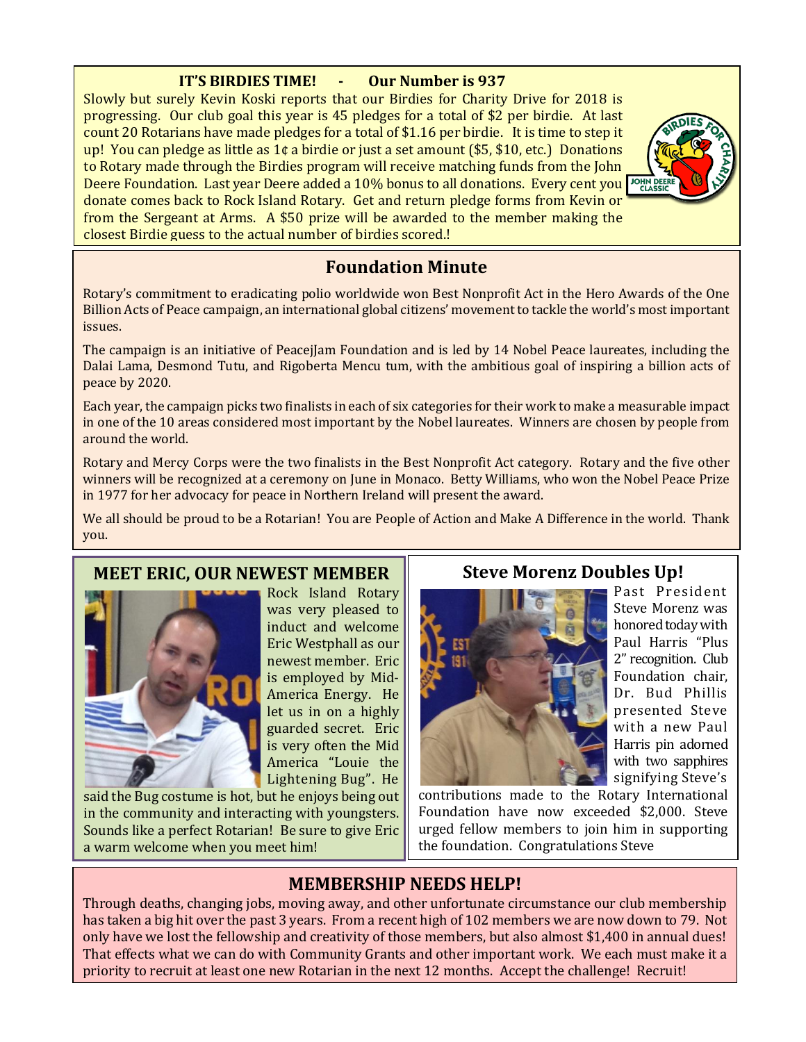## IT'S BIRDIES TIME! - Our Number is 937

Slowly but surely Kevin Koski reports that our Birdies for Charity Drive for 2018 is progressing. Our club goal this year is 45 pledges for a total of $2 per birdie. At last count 20 Rotarians have made pledges for a total of $1.16 per birdie. It is time to step it up! You can pledge as little as 1¢ a birdie or just a set amount ($5, $10, etc.) Donations to Rotary made through the Birdies program will receive matching funds from the John Deere Foundation. Last year Deere added a 10% bonus to all donations. Every cent you donate comes back to Rock Island Rotary. Get and return pledge forms from Kevin or from the Sergeant at Arms. A $50 prize will be awarded to the member making the closest Birdie guess to the actual number of birdies scored.!

## Foundation Minute

Rotary's commitment to eradicating polio worldwide won Best Nonprofit Act in the Hero Awards of the One Billion Acts of Peace campaign, an international global citizens' movement to tackle the world's most important issues.

The campaign is an initiative of PeacejJam Foundation and is led by 14 Nobel Peace laureates, including the Dalai Lama, Desmond Tutu, and Rigoberta Mencu tum, with the ambitious goal of inspiring a billion acts of peace by 2020.

Each year, the campaign picks two finalists in each of six categories for their work to make a measurable impact in one of the 10 areas considered most important by the Nobel laureates. Winners are chosen by people from around the world.

Rotary and Mercy Corps were the two finalists in the Best Nonprofit Act category. Rotary and the five other winners will be recognized at a ceremony on June in Monaco. Betty Williams, who won the Nobel Peace Prize in 1977 for her advocacy for peace in Northern Ireland will present the award.

We all should be proud to be a Rotarian! You are People of Action and Make A Difference in the world. Thank you.

## MEET ERIC, OUR NEWEST MEMBER

Rock Island Rotary was very pleased to induct and welcome Eric Westphall as our newest member. Eric is employed by Mid-America Energy. He let us in on a highly guarded secret. Eric is very often the Mid America "Louie the Lightening Bug". He said the Bug costume is hot, but he enjoys being out in the community and interacting with youngsters. Sounds like a perfect Rotarian! Be sure to give Eric a warm welcome when you meet him!

## Steve Morenz Doubles Up!

Past President Steve Morenz was honored today with Paul Harris "Plus 2" recognition. Club Foundation chair, Dr. Bud Phillis presented Steve with a new Paul Harris pin adorned with two sapphires signifying Steve's contributions made to the Rotary International Foundation have now exceeded $2,000. Steve urged fellow members to join him in supporting the foundation. Congratulations Steve

## MEMBERSHIP NEEDS HELP!

Through deaths, changing jobs, moving away, and other unfortunate circumstance our club membership has taken a big hit over the past 3 years. From a recent high of 102 members we are now down to 79. Not only have we lost the fellowship and creativity of those members, but also almost $1,400 in annual dues! That effects what we can do with Community Grants and other important work. We each must make it a priority to recruit at least one new Rotarian in the next 12 months. Accept the challenge! Recruit!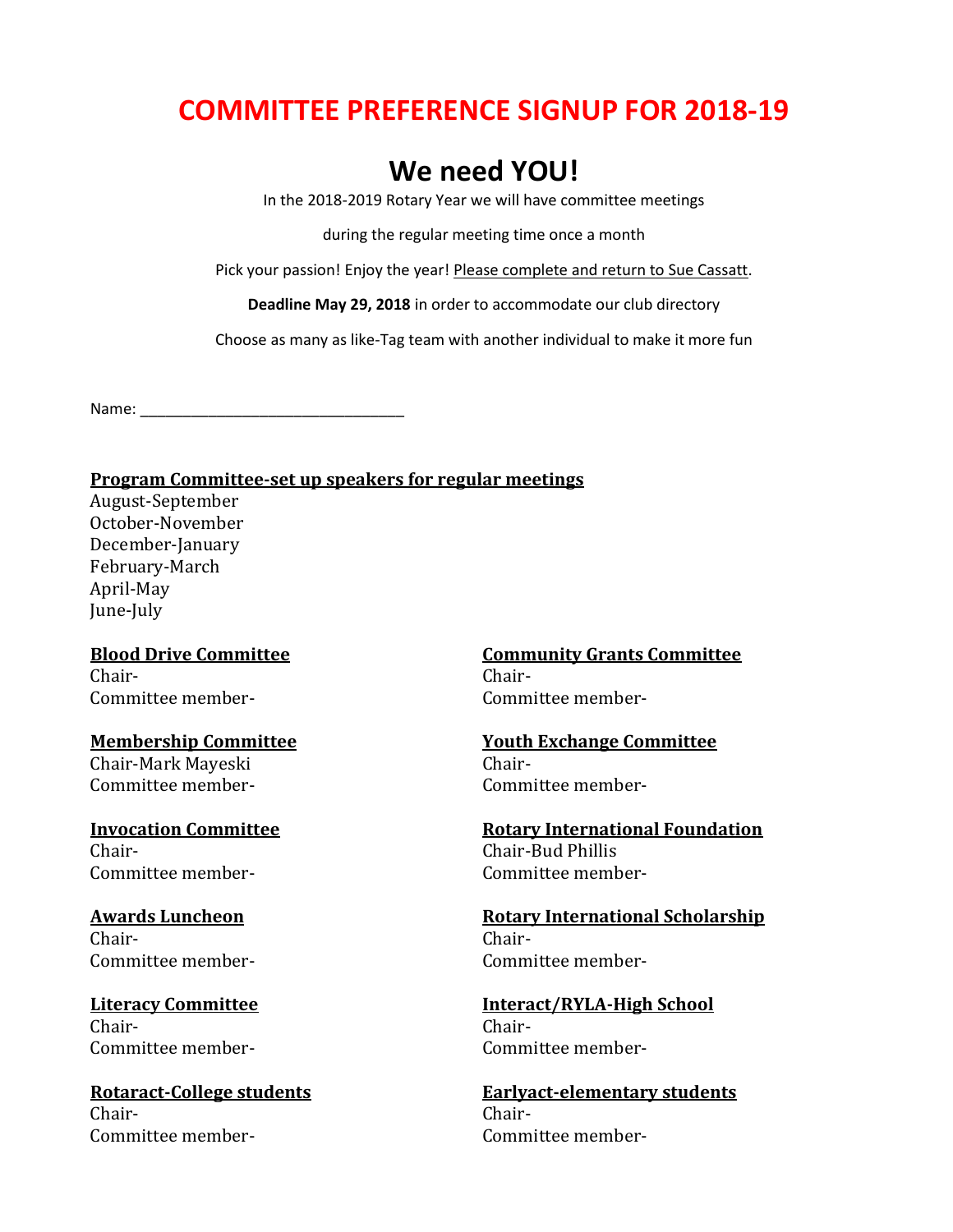# COMMITTEE PREFERENCE SIGNUP FOR 2018-19

## We need YOU!

In the 2018-2019 Rotary Year we will have committee meetings

during the regular meeting time once a month

Pick your passion! Enjoy the year! Please complete and return to Sue Cassatt.

**Deadline May 29, 2018** in order to accommodate our club directory

Choose as many as like-Tag team with another individual to make it more fun

Name: ________________________________

**Program Committee-set up speakers for regular meetings**

August-September
October-November
December-January
February-March
April-May
June-July

**Blood Drive Committee**

Chair-
Committee member-

**Membership Committee**

Chair-Mark Mayeski
Committee member-

**Invocation Committee**

Chair-
Committee member-

**Awards Luncheon**

Chair-
Committee member-

**Literacy Committee**

Chair-
Committee member-

**Rotaract-College students**

Chair-
Committee member-

**Community Grants Committee**

Chair-
Committee member-

**Youth Exchange Committee**

Chair-
Committee member-

**Rotary International Foundation**

Chair-Bud Phillis
Committee member-

**Rotary International Scholarship**

Chair-
Committee member-

**Interact/RYLA-High School**

Chair-
Committee member-

**Earlyact-elementary students**

Chair-
Committee member-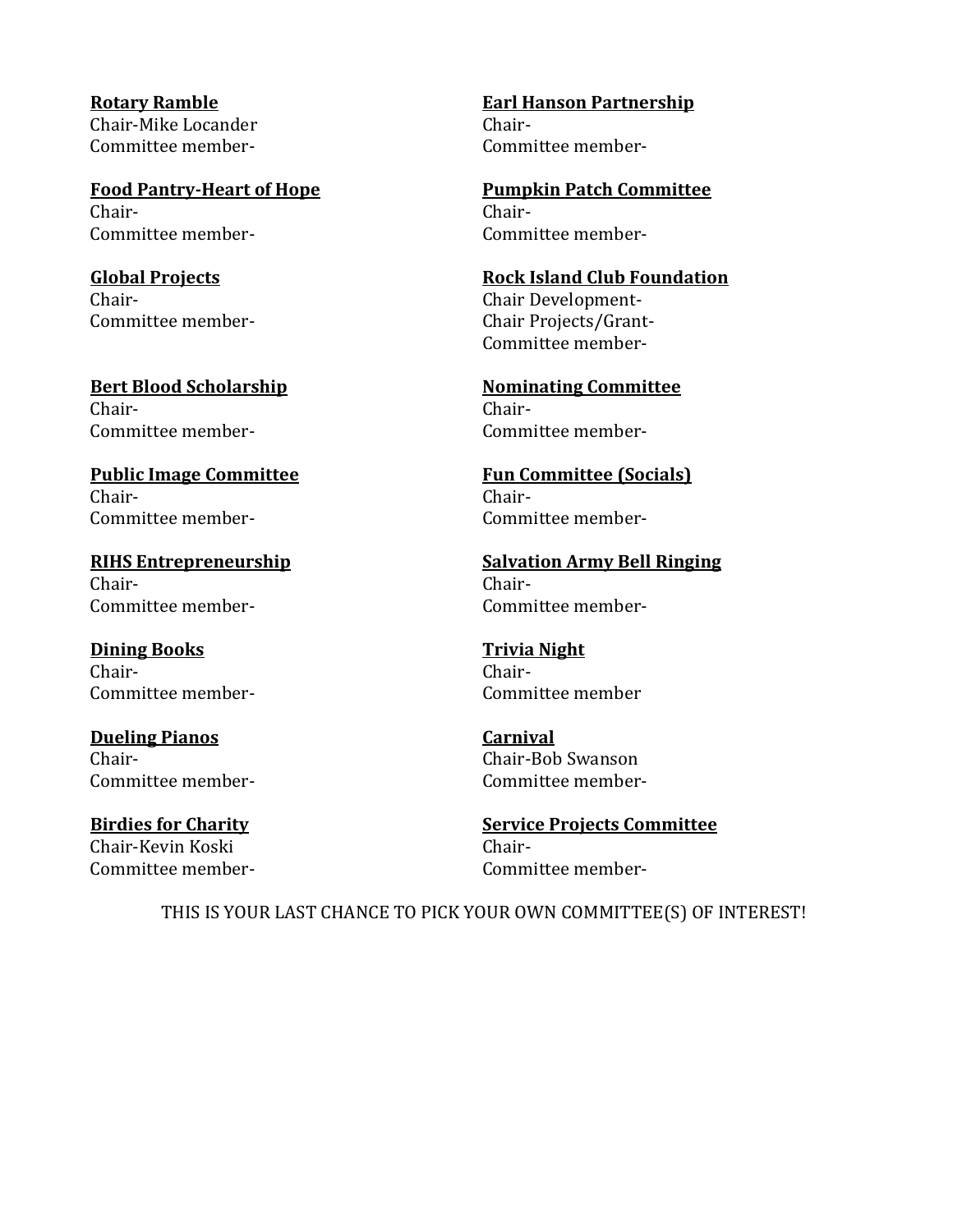**Rotary Ramble**
Chair-Mike Locander
Committee member-

**Food Pantry-Heart of Hope**
Chair-
Committee member-

**Global Projects**
Chair-
Committee member-

**Bert Blood Scholarship**
Chair-
Committee member-

**Public Image Committee**
Chair-
Committee member-

**RIHS Entrepreneurship**
Chair-
Committee member-

**Dining Books**
Chair-
Committee member-

**Dueling Pianos**
Chair-
Committee member-

**Birdies for Charity**
Chair-Kevin Koski
Committee member-

**Earl Hanson Partnership**
Chair-
Committee member-

**Pumpkin Patch Committee**
Chair-
Committee member-

**Rock Island Club Foundation**
Chair Development-
Chair Projects/Grant-
Committee member-

**Nominating Committee**
Chair-
Committee member-

**Fun Committee (Socials)**
Chair-
Committee member-

**Salvation Army Bell Ringing**
Chair-
Committee member-

**Trivia Night**
Chair-
Committee member

**Carnival**
Chair-Bob Swanson
Committee member-

**Service Projects Committee**
Chair-
Committee member-

THIS IS YOUR LAST CHANCE TO PICK YOUR OWN COMMITTEE(S) OF INTEREST!